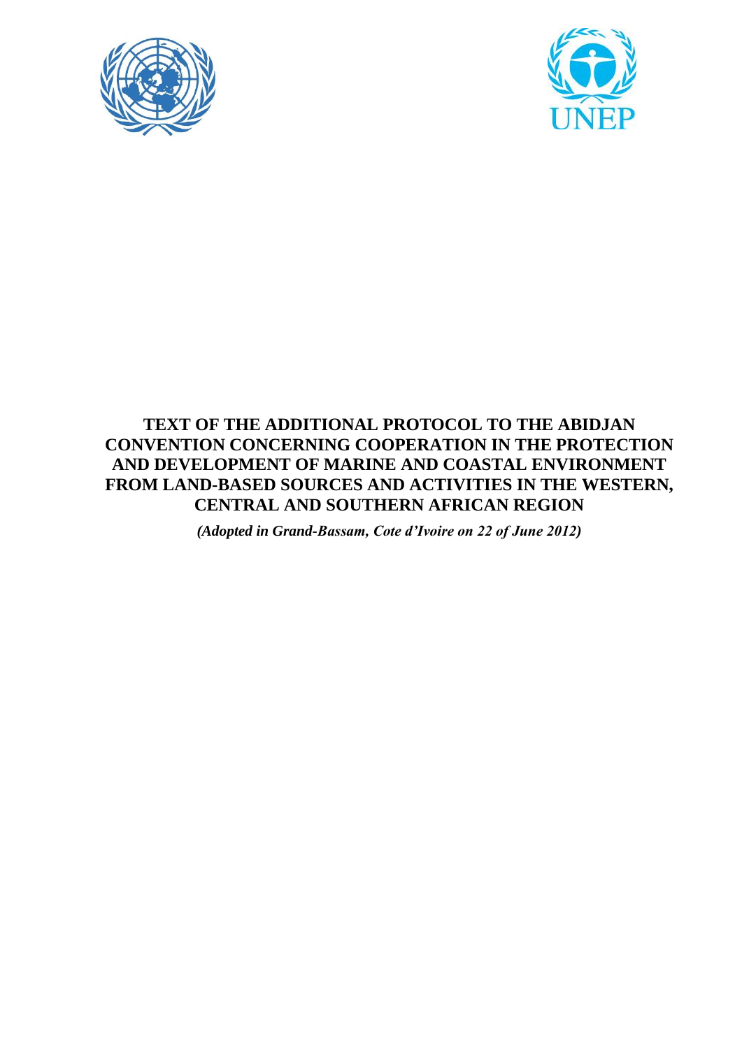# TEXT OF THE ADDITIONAL PROTOCOL TO THE ABIDJAN CONVENTION CONCERNING COOPERATION IN THE PROTECTION AND DEVELOPMENT OF MARINE AND COASTAL ENVIRONMENT FROM LAND-BASED SOURCES AND ACTIVITIES IN THE WESTERN, CENTRAL AND SOUTHERN AFRICAN REGION

***(Adopted in Grand-Bassam, Cote d'Ivoire on 22 of June 2012)***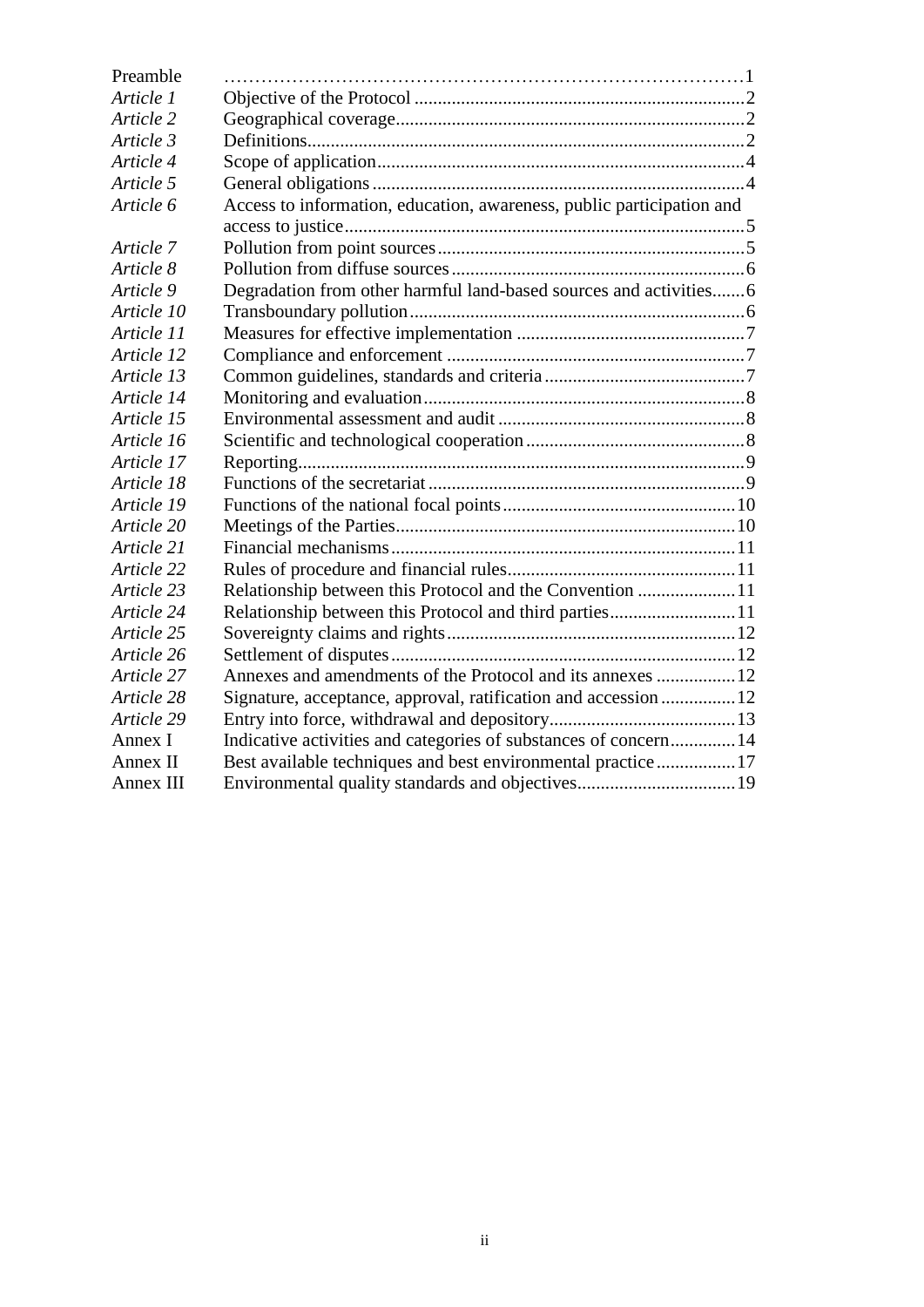| | | |
|---|---|---|
| Preamble | | 1 |
| *Article 1* | Objective of the Protocol | 2 |
| *Article 2* | Geographical coverage | 2 |
| *Article 3* | Definitions | 2 |
| *Article 4* | Scope of application | 4 |
| *Article 5* | General obligations | 4 |
| *Article 6* | Access to information, education, awareness, public participation and access to justice | 5 |
| *Article 7* | Pollution from point sources | 5 |
| *Article 8* | Pollution from diffuse sources | 6 |
| *Article 9* | Degradation from other harmful land-based sources and activities | 6 |
| *Article 10* | Transboundary pollution | 6 |
| *Article 11* | Measures for effective implementation | 7 |
| *Article 12* | Compliance and enforcement | 7 |
| *Article 13* | Common guidelines, standards and criteria | 7 |
| *Article 14* | Monitoring and evaluation | 8 |
| *Article 15* | Environmental assessment and audit | 8 |
| *Article 16* | Scientific and technological cooperation | 8 |
| *Article 17* | Reporting | 9 |
| *Article 18* | Functions of the secretariat | 9 |
| *Article 19* | Functions of the national focal points | 10 |
| *Article 20* | Meetings of the Parties | 10 |
| *Article 21* | Financial mechanisms | 11 |
| *Article 22* | Rules of procedure and financial rules | 11 |
| *Article 23* | Relationship between this Protocol and the Convention | 11 |
| *Article 24* | Relationship between this Protocol and third parties | 11 |
| *Article 25* | Sovereignty claims and rights | 12 |
| *Article 26* | Settlement of disputes | 12 |
| *Article 27* | Annexes and amendments of the Protocol and its annexes | 12 |
| *Article 28* | Signature, acceptance, approval, ratification and accession | 12 |
| *Article 29* | Entry into force, withdrawal and depository | 13 |
| Annex I | Indicative activities and categories of substances of concern | 14 |
| Annex II | Best available techniques and best environmental practice | 17 |
| Annex III | Environmental quality standards and objectives | 19 |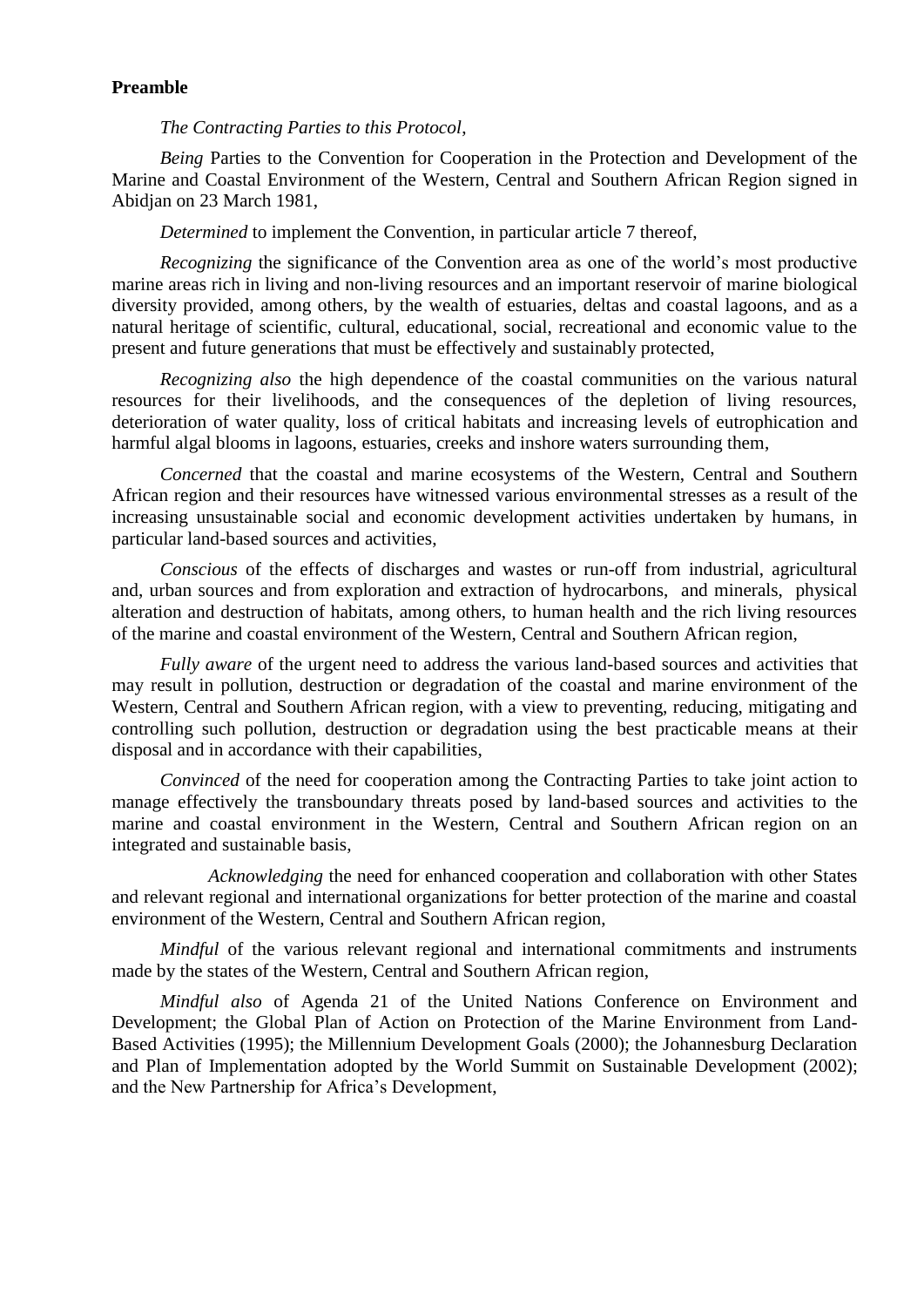**Preamble**

*The Contracting Parties to this Protocol*,

*Being* Parties to the Convention for Cooperation in the Protection and Development of the Marine and Coastal Environment of the Western, Central and Southern African Region signed in Abidjan on 23 March 1981,

*Determined* to implement the Convention, in particular article 7 thereof,

*Recognizing* the significance of the Convention area as one of the world's most productive marine areas rich in living and non-living resources and an important reservoir of marine biological diversity provided, among others, by the wealth of estuaries, deltas and coastal lagoons, and as a natural heritage of scientific, cultural, educational, social, recreational and economic value to the present and future generations that must be effectively and sustainably protected,

*Recognizing also* the high dependence of the coastal communities on the various natural resources for their livelihoods, and the consequences of the depletion of living resources, deterioration of water quality, loss of critical habitats and increasing levels of eutrophication and harmful algal blooms in lagoons, estuaries, creeks and inshore waters surrounding them,

*Concerned* that the coastal and marine ecosystems of the Western, Central and Southern African region and their resources have witnessed various environmental stresses as a result of the increasing unsustainable social and economic development activities undertaken by humans, in particular land-based sources and activities,

*Conscious* of the effects of discharges and wastes or run-off from industrial, agricultural and, urban sources and from exploration and extraction of hydrocarbons, and minerals, physical alteration and destruction of habitats, among others, to human health and the rich living resources of the marine and coastal environment of the Western, Central and Southern African region,

*Fully aware* of the urgent need to address the various land-based sources and activities that may result in pollution, destruction or degradation of the coastal and marine environment of the Western, Central and Southern African region, with a view to preventing, reducing, mitigating and controlling such pollution, destruction or degradation using the best practicable means at their disposal and in accordance with their capabilities,

*Convinced* of the need for cooperation among the Contracting Parties to take joint action to manage effectively the transboundary threats posed by land-based sources and activities to the marine and coastal environment in the Western, Central and Southern African region on an integrated and sustainable basis,

*Acknowledging* the need for enhanced cooperation and collaboration with other States and relevant regional and international organizations for better protection of the marine and coastal environment of the Western, Central and Southern African region,

*Mindful* of the various relevant regional and international commitments and instruments made by the states of the Western, Central and Southern African region,

*Mindful also* of Agenda 21 of the United Nations Conference on Environment and Development; the Global Plan of Action on Protection of the Marine Environment from Land-Based Activities (1995); the Millennium Development Goals (2000); the Johannesburg Declaration and Plan of Implementation adopted by the World Summit on Sustainable Development (2002); and the New Partnership for Africa's Development,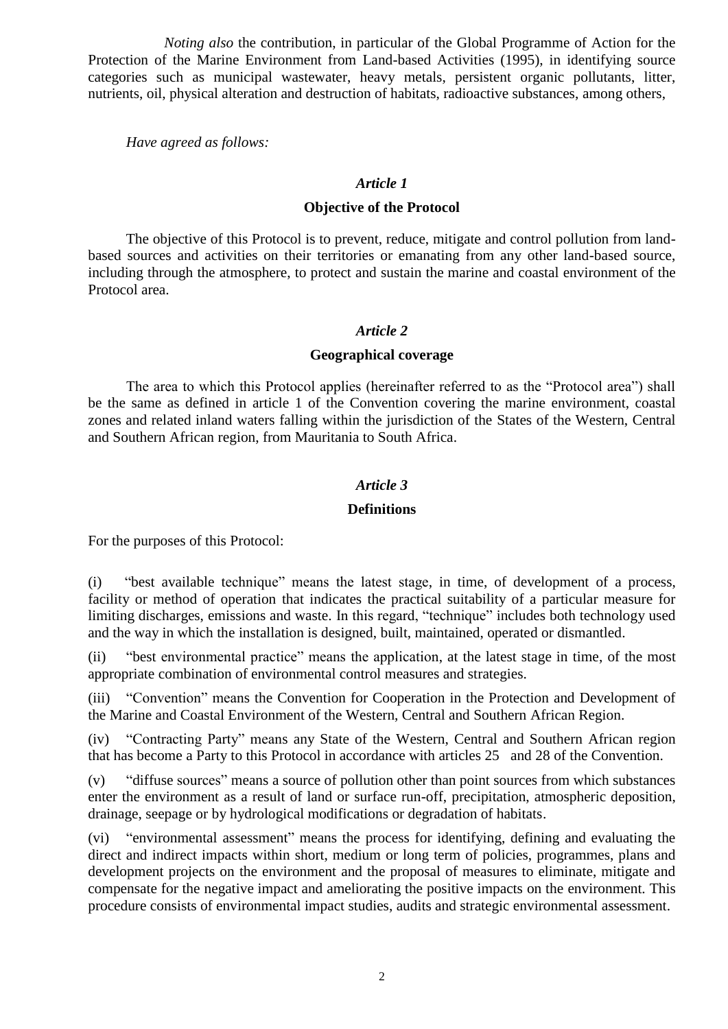*Noting also* the contribution, in particular of the Global Programme of Action for the Protection of the Marine Environment from Land-based Activities (1995), in identifying source categories such as municipal wastewater, heavy metals, persistent organic pollutants, litter, nutrients, oil, physical alteration and destruction of habitats, radioactive substances, among others,

*Have agreed as follows:*

### *Article 1*

### Objective of the Protocol

The objective of this Protocol is to prevent, reduce, mitigate and control pollution from land-based sources and activities on their territories or emanating from any other land-based source, including through the atmosphere, to protect and sustain the marine and coastal environment of the Protocol area.

### *Article 2*

### Geographical coverage

The area to which this Protocol applies (hereinafter referred to as the "Protocol area") shall be the same as defined in article 1 of the Convention covering the marine environment, coastal zones and related inland waters falling within the jurisdiction of the States of the Western, Central and Southern African region, from Mauritania to South Africa.

### *Article 3*

### Definitions

For the purposes of this Protocol:

(i) "best available technique" means the latest stage, in time, of development of a process, facility or method of operation that indicates the practical suitability of a particular measure for limiting discharges, emissions and waste. In this regard, "technique" includes both technology used and the way in which the installation is designed, built, maintained, operated or dismantled.

(ii) "best environmental practice" means the application, at the latest stage in time, of the most appropriate combination of environmental control measures and strategies.

(iii) "Convention" means the Convention for Cooperation in the Protection and Development of the Marine and Coastal Environment of the Western, Central and Southern African Region.

(iv) "Contracting Party" means any State of the Western, Central and Southern African region that has become a Party to this Protocol in accordance with articles 25 and 28 of the Convention.

(v) "diffuse sources" means a source of pollution other than point sources from which substances enter the environment as a result of land or surface run-off, precipitation, atmospheric deposition, drainage, seepage or by hydrological modifications or degradation of habitats.

(vi) "environmental assessment" means the process for identifying, defining and evaluating the direct and indirect impacts within short, medium or long term of policies, programmes, plans and development projects on the environment and the proposal of measures to eliminate, mitigate and compensate for the negative impact and ameliorating the positive impacts on the environment. This procedure consists of environmental impact studies, audits and strategic environmental assessment.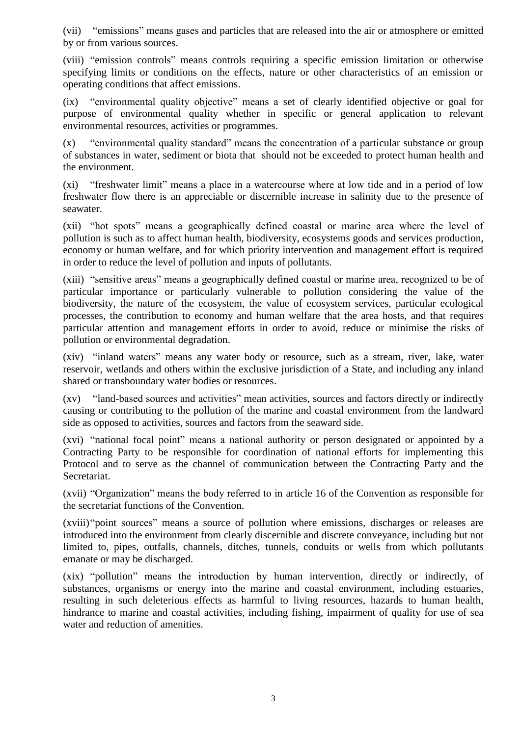(vii) "emissions" means gases and particles that are released into the air or atmosphere or emitted by or from various sources.

(viii) "emission controls" means controls requiring a specific emission limitation or otherwise specifying limits or conditions on the effects, nature or other characteristics of an emission or operating conditions that affect emissions.

(ix) "environmental quality objective" means a set of clearly identified objective or goal for purpose of environmental quality whether in specific or general application to relevant environmental resources, activities or programmes.

(x) "environmental quality standard" means the concentration of a particular substance or group of substances in water, sediment or biota that should not be exceeded to protect human health and the environment.

(xi) "freshwater limit" means a place in a watercourse where at low tide and in a period of low freshwater flow there is an appreciable or discernible increase in salinity due to the presence of seawater.

(xii) "hot spots" means a geographically defined coastal or marine area where the level of pollution is such as to affect human health, biodiversity, ecosystems goods and services production, economy or human welfare, and for which priority intervention and management effort is required in order to reduce the level of pollution and inputs of pollutants.

(xiii) "sensitive areas" means a geographically defined coastal or marine area, recognized to be of particular importance or particularly vulnerable to pollution considering the value of the biodiversity, the nature of the ecosystem, the value of ecosystem services, particular ecological processes, the contribution to economy and human welfare that the area hosts, and that requires particular attention and management efforts in order to avoid, reduce or minimise the risks of pollution or environmental degradation.

(xiv) "inland waters" means any water body or resource, such as a stream, river, lake, water reservoir, wetlands and others within the exclusive jurisdiction of a State, and including any inland shared or transboundary water bodies or resources.

(xv) "land-based sources and activities" mean activities, sources and factors directly or indirectly causing or contributing to the pollution of the marine and coastal environment from the landward side as opposed to activities, sources and factors from the seaward side.

(xvi) "national focal point" means a national authority or person designated or appointed by a Contracting Party to be responsible for coordination of national efforts for implementing this Protocol and to serve as the channel of communication between the Contracting Party and the Secretariat.

(xvii) "Organization" means the body referred to in article 16 of the Convention as responsible for the secretariat functions of the Convention.

(xviii) "point sources" means a source of pollution where emissions, discharges or releases are introduced into the environment from clearly discernible and discrete conveyance, including but not limited to, pipes, outfalls, channels, ditches, tunnels, conduits or wells from which pollutants emanate or may be discharged.

(xix) "pollution" means the introduction by human intervention, directly or indirectly, of substances, organisms or energy into the marine and coastal environment, including estuaries, resulting in such deleterious effects as harmful to living resources, hazards to human health, hindrance to marine and coastal activities, including fishing, impairment of quality for use of sea water and reduction of amenities.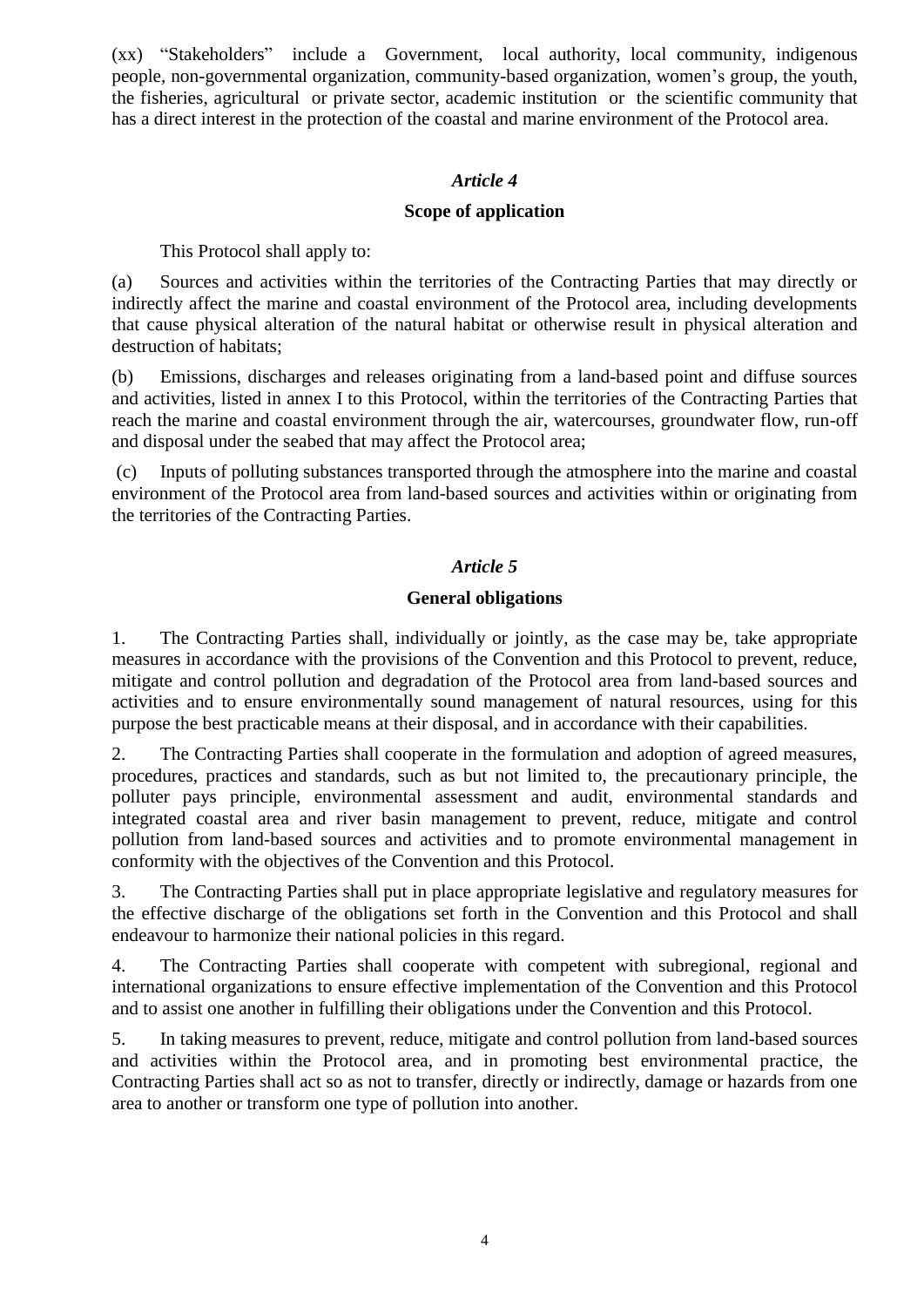(xx) "Stakeholders" include a Government, local authority, local community, indigenous people, non-governmental organization, community-based organization, women's group, the youth, the fisheries, agricultural or private sector, academic institution or the scientific community that has a direct interest in the protection of the coastal and marine environment of the Protocol area.

### *Article 4*

### **Scope of application**

This Protocol shall apply to:

(a) Sources and activities within the territories of the Contracting Parties that may directly or indirectly affect the marine and coastal environment of the Protocol area, including developments that cause physical alteration of the natural habitat or otherwise result in physical alteration and destruction of habitats;

(b) Emissions, discharges and releases originating from a land-based point and diffuse sources and activities, listed in annex I to this Protocol, within the territories of the Contracting Parties that reach the marine and coastal environment through the air, watercourses, groundwater flow, run-off and disposal under the seabed that may affect the Protocol area;

(c) Inputs of polluting substances transported through the atmosphere into the marine and coastal environment of the Protocol area from land-based sources and activities within or originating from the territories of the Contracting Parties.

### *Article 5*

### **General obligations**

1. The Contracting Parties shall, individually or jointly, as the case may be, take appropriate measures in accordance with the provisions of the Convention and this Protocol to prevent, reduce, mitigate and control pollution and degradation of the Protocol area from land-based sources and activities and to ensure environmentally sound management of natural resources, using for this purpose the best practicable means at their disposal, and in accordance with their capabilities.

2. The Contracting Parties shall cooperate in the formulation and adoption of agreed measures, procedures, practices and standards, such as but not limited to, the precautionary principle, the polluter pays principle, environmental assessment and audit, environmental standards and integrated coastal area and river basin management to prevent, reduce, mitigate and control pollution from land-based sources and activities and to promote environmental management in conformity with the objectives of the Convention and this Protocol.

3. The Contracting Parties shall put in place appropriate legislative and regulatory measures for the effective discharge of the obligations set forth in the Convention and this Protocol and shall endeavour to harmonize their national policies in this regard.

4. The Contracting Parties shall cooperate with competent with subregional, regional and international organizations to ensure effective implementation of the Convention and this Protocol and to assist one another in fulfilling their obligations under the Convention and this Protocol.

5. In taking measures to prevent, reduce, mitigate and control pollution from land-based sources and activities within the Protocol area, and in promoting best environmental practice, the Contracting Parties shall act so as not to transfer, directly or indirectly, damage or hazards from one area to another or transform one type of pollution into another.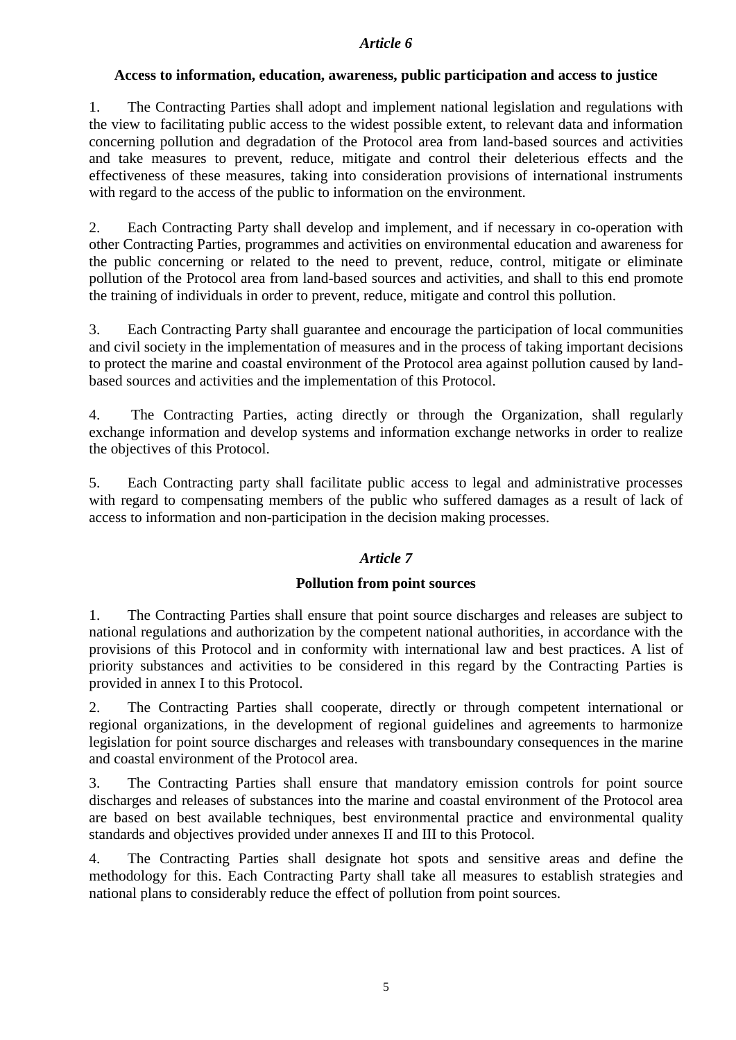*Article 6*

**Access to information, education, awareness, public participation and access to justice**

1. The Contracting Parties shall adopt and implement national legislation and regulations with the view to facilitating public access to the widest possible extent, to relevant data and information concerning pollution and degradation of the Protocol area from land-based sources and activities and take measures to prevent, reduce, mitigate and control their deleterious effects and the effectiveness of these measures, taking into consideration provisions of international instruments with regard to the access of the public to information on the environment.

2. Each Contracting Party shall develop and implement, and if necessary in co-operation with other Contracting Parties, programmes and activities on environmental education and awareness for the public concerning or related to the need to prevent, reduce, control, mitigate or eliminate pollution of the Protocol area from land-based sources and activities, and shall to this end promote the training of individuals in order to prevent, reduce, mitigate and control this pollution.

3. Each Contracting Party shall guarantee and encourage the participation of local communities and civil society in the implementation of measures and in the process of taking important decisions to protect the marine and coastal environment of the Protocol area against pollution caused by land-based sources and activities and the implementation of this Protocol.

4. The Contracting Parties, acting directly or through the Organization, shall regularly exchange information and develop systems and information exchange networks in order to realize the objectives of this Protocol.

5. Each Contracting party shall facilitate public access to legal and administrative processes with regard to compensating members of the public who suffered damages as a result of lack of access to information and non-participation in the decision making processes.

*Article 7*

**Pollution from point sources**

1. The Contracting Parties shall ensure that point source discharges and releases are subject to national regulations and authorization by the competent national authorities, in accordance with the provisions of this Protocol and in conformity with international law and best practices. A list of priority substances and activities to be considered in this regard by the Contracting Parties is provided in annex I to this Protocol.

2. The Contracting Parties shall cooperate, directly or through competent international or regional organizations, in the development of regional guidelines and agreements to harmonize legislation for point source discharges and releases with transboundary consequences in the marine and coastal environment of the Protocol area.

3. The Contracting Parties shall ensure that mandatory emission controls for point source discharges and releases of substances into the marine and coastal environment of the Protocol area are based on best available techniques, best environmental practice and environmental quality standards and objectives provided under annexes II and III to this Protocol.

4. The Contracting Parties shall designate hot spots and sensitive areas and define the methodology for this. Each Contracting Party shall take all measures to establish strategies and national plans to considerably reduce the effect of pollution from point sources.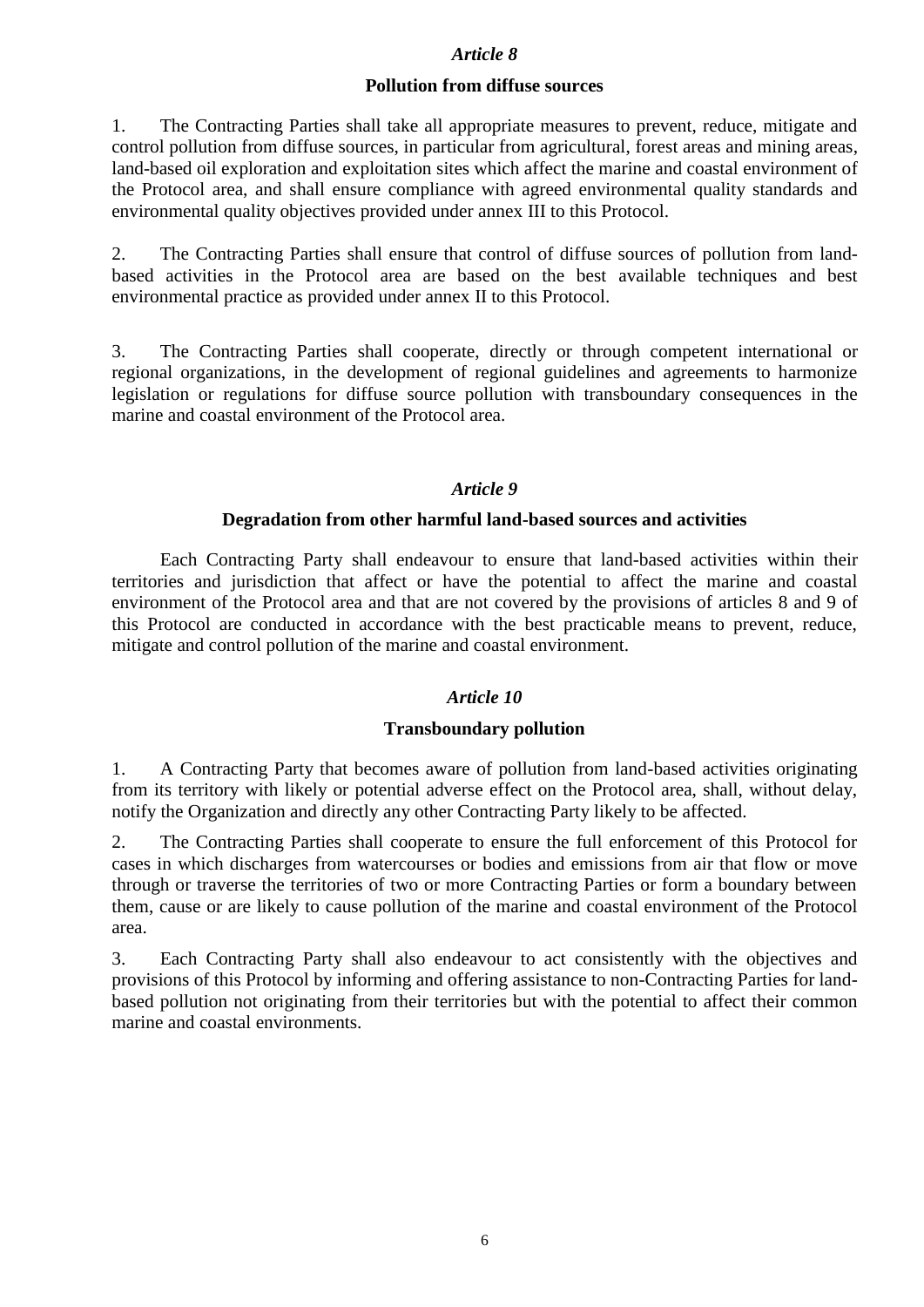*Article 8*

**Pollution from diffuse sources**

1. The Contracting Parties shall take all appropriate measures to prevent, reduce, mitigate and control pollution from diffuse sources, in particular from agricultural, forest areas and mining areas, land-based oil exploration and exploitation sites which affect the marine and coastal environment of the Protocol area, and shall ensure compliance with agreed environmental quality standards and environmental quality objectives provided under annex III to this Protocol.

2. The Contracting Parties shall ensure that control of diffuse sources of pollution from land-based activities in the Protocol area are based on the best available techniques and best environmental practice as provided under annex II to this Protocol.

3. The Contracting Parties shall cooperate, directly or through competent international or regional organizations, in the development of regional guidelines and agreements to harmonize legislation or regulations for diffuse source pollution with transboundary consequences in the marine and coastal environment of the Protocol area.

*Article 9*

**Degradation from other harmful land-based sources and activities**

Each Contracting Party shall endeavour to ensure that land-based activities within their territories and jurisdiction that affect or have the potential to affect the marine and coastal environment of the Protocol area and that are not covered by the provisions of articles 8 and 9 of this Protocol are conducted in accordance with the best practicable means to prevent, reduce, mitigate and control pollution of the marine and coastal environment.

*Article 10*

**Transboundary pollution**

1. A Contracting Party that becomes aware of pollution from land-based activities originating from its territory with likely or potential adverse effect on the Protocol area, shall, without delay, notify the Organization and directly any other Contracting Party likely to be affected.

2. The Contracting Parties shall cooperate to ensure the full enforcement of this Protocol for cases in which discharges from watercourses or bodies and emissions from air that flow or move through or traverse the territories of two or more Contracting Parties or form a boundary between them, cause or are likely to cause pollution of the marine and coastal environment of the Protocol area.

3. Each Contracting Party shall also endeavour to act consistently with the objectives and provisions of this Protocol by informing and offering assistance to non-Contracting Parties for land-based pollution not originating from their territories but with the potential to affect their common marine and coastal environments.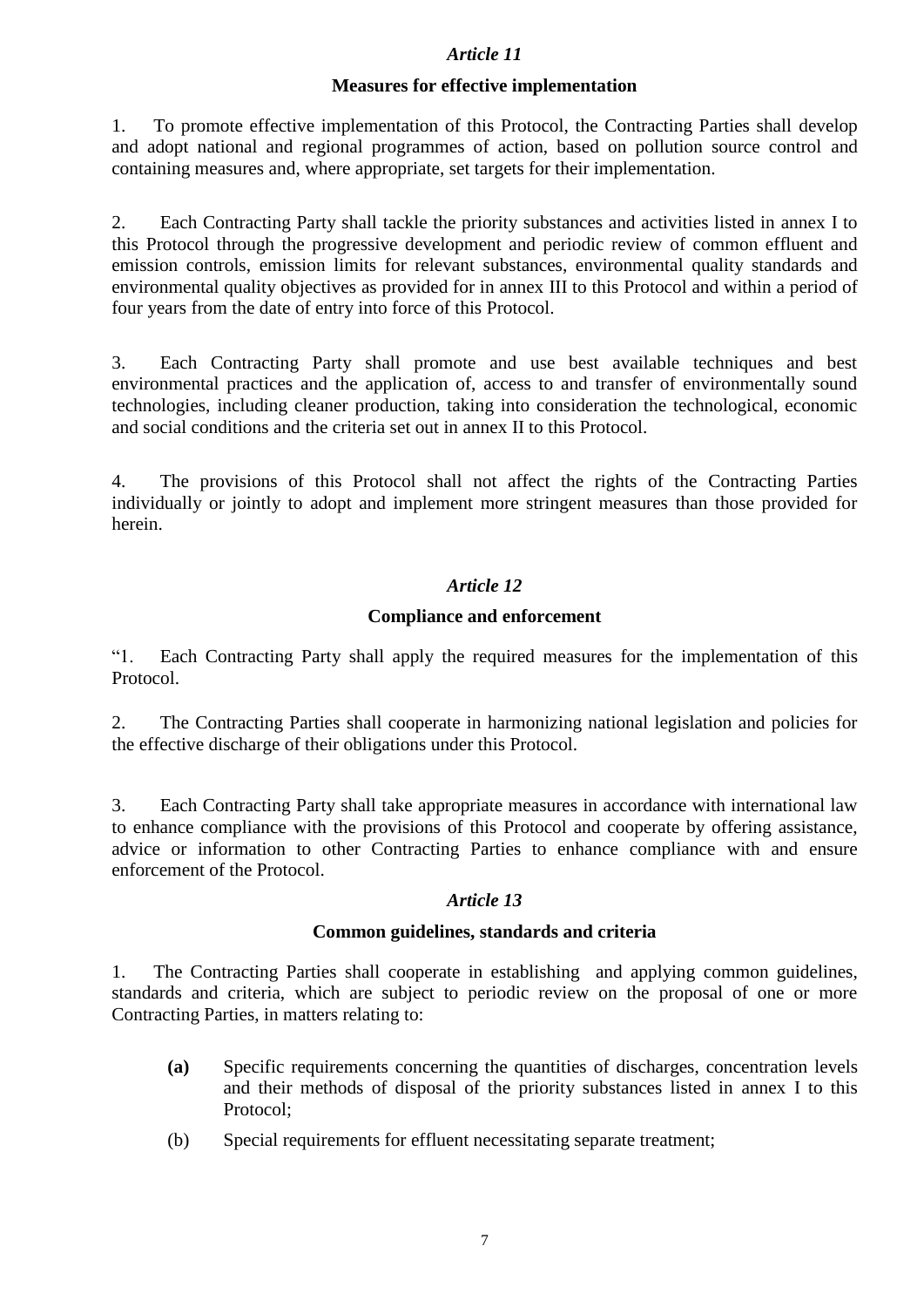*Article 11*

**Measures for effective implementation**

1. To promote effective implementation of this Protocol, the Contracting Parties shall develop and adopt national and regional programmes of action, based on pollution source control and containing measures and, where appropriate, set targets for their implementation.

2. Each Contracting Party shall tackle the priority substances and activities listed in annex I to this Protocol through the progressive development and periodic review of common effluent and emission controls, emission limits for relevant substances, environmental quality standards and environmental quality objectives as provided for in annex III to this Protocol and within a period of four years from the date of entry into force of this Protocol.

3. Each Contracting Party shall promote and use best available techniques and best environmental practices and the application of, access to and transfer of environmentally sound technologies, including cleaner production, taking into consideration the technological, economic and social conditions and the criteria set out in annex II to this Protocol.

4. The provisions of this Protocol shall not affect the rights of the Contracting Parties individually or jointly to adopt and implement more stringent measures than those provided for herein.

*Article 12*

**Compliance and enforcement**

"1. Each Contracting Party shall apply the required measures for the implementation of this Protocol.

2. The Contracting Parties shall cooperate in harmonizing national legislation and policies for the effective discharge of their obligations under this Protocol.

3. Each Contracting Party shall take appropriate measures in accordance with international law to enhance compliance with the provisions of this Protocol and cooperate by offering assistance, advice or information to other Contracting Parties to enhance compliance with and ensure enforcement of the Protocol.

*Article 13*

**Common guidelines, standards and criteria**

1. The Contracting Parties shall cooperate in establishing and applying common guidelines, standards and criteria, which are subject to periodic review on the proposal of one or more Contracting Parties, in matters relating to:

**(a)** Specific requirements concerning the quantities of discharges, concentration levels and their methods of disposal of the priority substances listed in annex I to this Protocol;

(b) Special requirements for effluent necessitating separate treatment;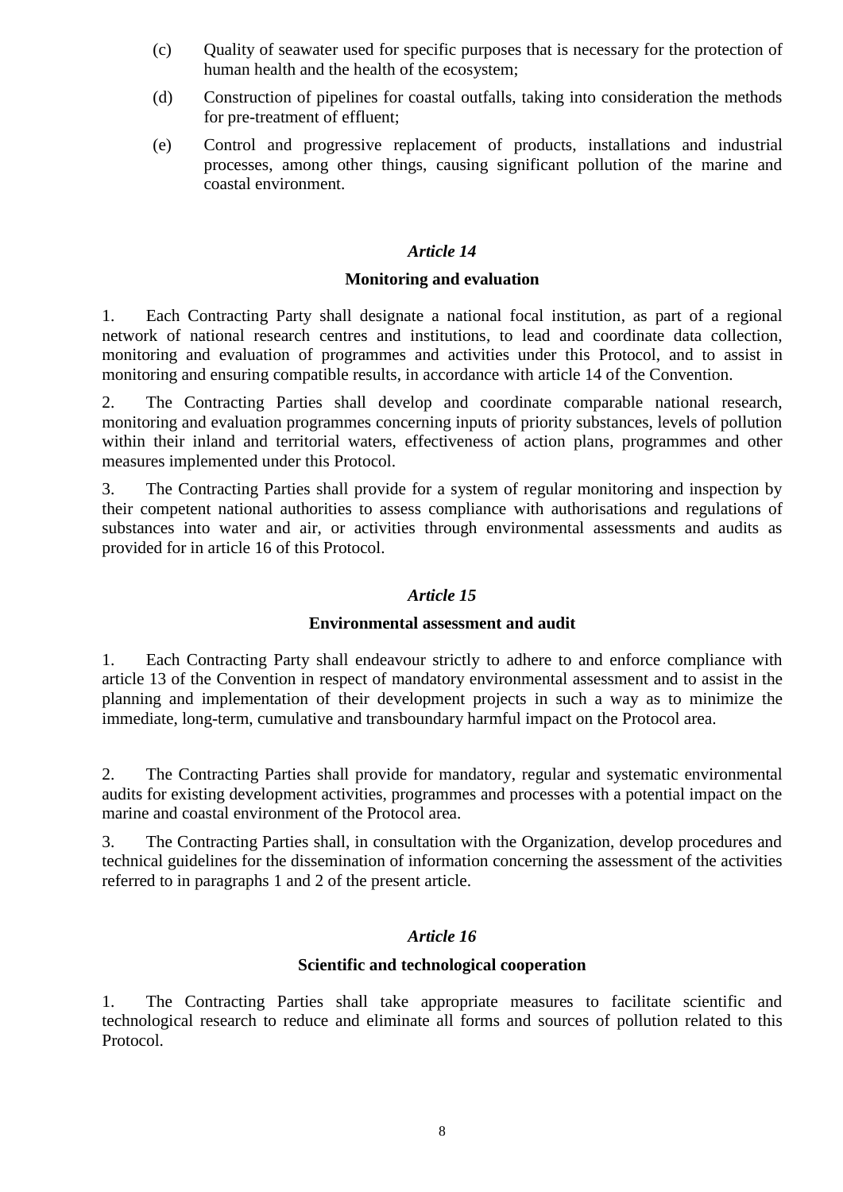(c) Quality of seawater used for specific purposes that is necessary for the protection of human health and the health of the ecosystem;

(d) Construction of pipelines for coastal outfalls, taking into consideration the methods for pre-treatment of effluent;

(e) Control and progressive replacement of products, installations and industrial processes, among other things, causing significant pollution of the marine and coastal environment.

### *Article 14*

### Monitoring and evaluation

1. Each Contracting Party shall designate a national focal institution, as part of a regional network of national research centres and institutions, to lead and coordinate data collection, monitoring and evaluation of programmes and activities under this Protocol, and to assist in monitoring and ensuring compatible results, in accordance with article 14 of the Convention.

2. The Contracting Parties shall develop and coordinate comparable national research, monitoring and evaluation programmes concerning inputs of priority substances, levels of pollution within their inland and territorial waters, effectiveness of action plans, programmes and other measures implemented under this Protocol.

3. The Contracting Parties shall provide for a system of regular monitoring and inspection by their competent national authorities to assess compliance with authorisations and regulations of substances into water and air, or activities through environmental assessments and audits as provided for in article 16 of this Protocol.

### *Article 15*

### Environmental assessment and audit

1. Each Contracting Party shall endeavour strictly to adhere to and enforce compliance with article 13 of the Convention in respect of mandatory environmental assessment and to assist in the planning and implementation of their development projects in such a way as to minimize the immediate, long-term, cumulative and transboundary harmful impact on the Protocol area.

2. The Contracting Parties shall provide for mandatory, regular and systematic environmental audits for existing development activities, programmes and processes with a potential impact on the marine and coastal environment of the Protocol area.

3. The Contracting Parties shall, in consultation with the Organization, develop procedures and technical guidelines for the dissemination of information concerning the assessment of the activities referred to in paragraphs 1 and 2 of the present article.

### *Article 16*

### Scientific and technological cooperation

1. The Contracting Parties shall take appropriate measures to facilitate scientific and technological research to reduce and eliminate all forms and sources of pollution related to this Protocol.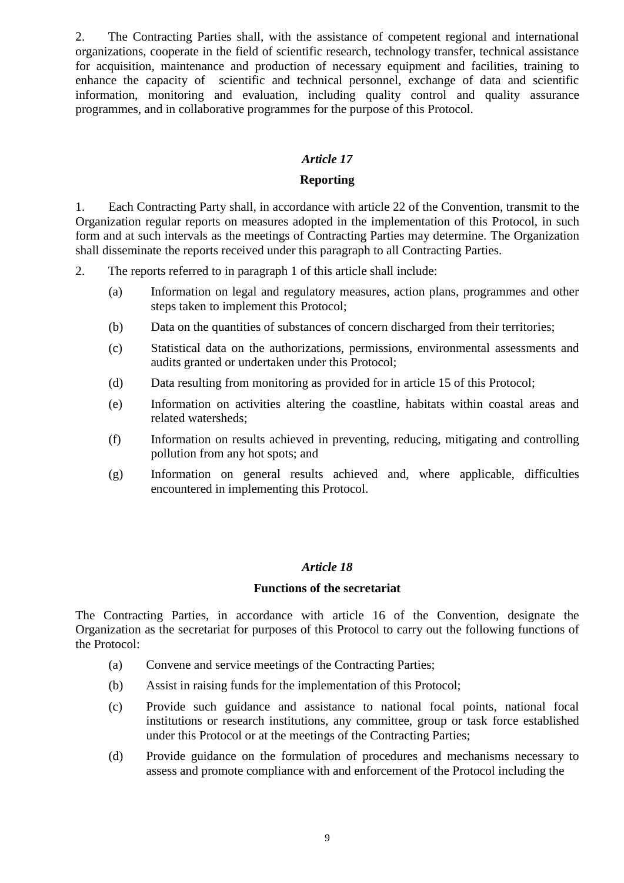2. The Contracting Parties shall, with the assistance of competent regional and international organizations, cooperate in the field of scientific research, technology transfer, technical assistance for acquisition, maintenance and production of necessary equipment and facilities, training to enhance the capacity of scientific and technical personnel, exchange of data and scientific information, monitoring and evaluation, including quality control and quality assurance programmes, and in collaborative programmes for the purpose of this Protocol.

## *Article 17*

### Reporting

1. Each Contracting Party shall, in accordance with article 22 of the Convention, transmit to the Organization regular reports on measures adopted in the implementation of this Protocol, in such form and at such intervals as the meetings of Contracting Parties may determine. The Organization shall disseminate the reports received under this paragraph to all Contracting Parties.

2. The reports referred to in paragraph 1 of this article shall include:

   (a) Information on legal and regulatory measures, action plans, programmes and other steps taken to implement this Protocol;

   (b) Data on the quantities of substances of concern discharged from their territories;

   (c) Statistical data on the authorizations, permissions, environmental assessments and audits granted or undertaken under this Protocol;

   (d) Data resulting from monitoring as provided for in article 15 of this Protocol;

   (e) Information on activities altering the coastline, habitats within coastal areas and related watersheds;

   (f) Information on results achieved in preventing, reducing, mitigating and controlling pollution from any hot spots; and

   (g) Information on general results achieved and, where applicable, difficulties encountered in implementing this Protocol.

## *Article 18*

### Functions of the secretariat

The Contracting Parties, in accordance with article 16 of the Convention, designate the Organization as the secretariat for purposes of this Protocol to carry out the following functions of the Protocol:

(a) Convene and service meetings of the Contracting Parties;

(b) Assist in raising funds for the implementation of this Protocol;

(c) Provide such guidance and assistance to national focal points, national focal institutions or research institutions, any committee, group or task force established under this Protocol or at the meetings of the Contracting Parties;

(d) Provide guidance on the formulation of procedures and mechanisms necessary to assess and promote compliance with and enforcement of the Protocol including the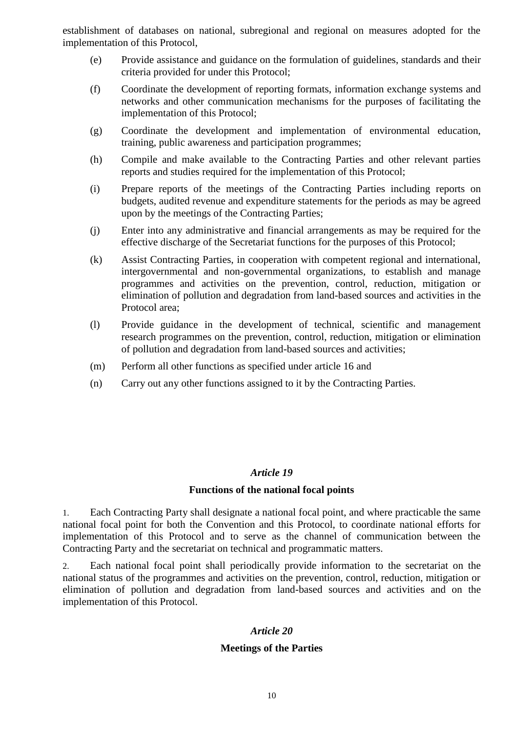establishment of databases on national, subregional and regional on measures adopted for the implementation of this Protocol,

(e) Provide assistance and guidance on the formulation of guidelines, standards and their criteria provided for under this Protocol;

(f) Coordinate the development of reporting formats, information exchange systems and networks and other communication mechanisms for the purposes of facilitating the implementation of this Protocol;

(g) Coordinate the development and implementation of environmental education, training, public awareness and participation programmes;

(h) Compile and make available to the Contracting Parties and other relevant parties reports and studies required for the implementation of this Protocol;

(i) Prepare reports of the meetings of the Contracting Parties including reports on budgets, audited revenue and expenditure statements for the periods as may be agreed upon by the meetings of the Contracting Parties;

(j) Enter into any administrative and financial arrangements as may be required for the effective discharge of the Secretariat functions for the purposes of this Protocol;

(k) Assist Contracting Parties, in cooperation with competent regional and international, intergovernmental and non-governmental organizations, to establish and manage programmes and activities on the prevention, control, reduction, mitigation or elimination of pollution and degradation from land-based sources and activities in the Protocol area;

(l) Provide guidance in the development of technical, scientific and management research programmes on the prevention, control, reduction, mitigation or elimination of pollution and degradation from land-based sources and activities;

(m) Perform all other functions as specified under article 16 and

(n) Carry out any other functions assigned to it by the Contracting Parties.

## *Article 19*

### Functions of the national focal points

1. Each Contracting Party shall designate a national focal point, and where practicable the same national focal point for both the Convention and this Protocol, to coordinate national efforts for implementation of this Protocol and to serve as the channel of communication between the Contracting Party and the secretariat on technical and programmatic matters.

2. Each national focal point shall periodically provide information to the secretariat on the national status of the programmes and activities on the prevention, control, reduction, mitigation or elimination of pollution and degradation from land-based sources and activities and on the implementation of this Protocol.

## *Article 20*

### Meetings of the Parties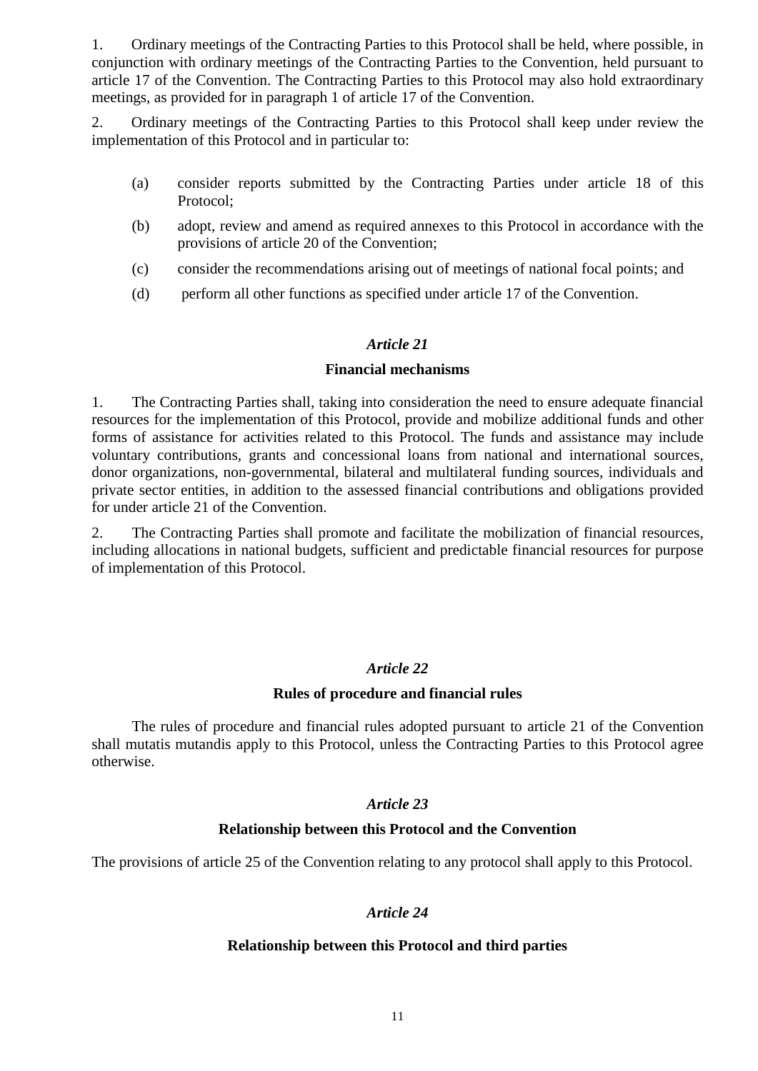1. Ordinary meetings of the Contracting Parties to this Protocol shall be held, where possible, in conjunction with ordinary meetings of the Contracting Parties to the Convention, held pursuant to article 17 of the Convention. The Contracting Parties to this Protocol may also hold extraordinary meetings, as provided for in paragraph 1 of article 17 of the Convention.

2. Ordinary meetings of the Contracting Parties to this Protocol shall keep under review the implementation of this Protocol and in particular to:

(a) consider reports submitted by the Contracting Parties under article 18 of this Protocol;

(b) adopt, review and amend as required annexes to this Protocol in accordance with the provisions of article 20 of the Convention;

(c) consider the recommendations arising out of meetings of national focal points; and

(d) perform all other functions as specified under article 17 of the Convention.

### *Article 21*

### Financial mechanisms

1. The Contracting Parties shall, taking into consideration the need to ensure adequate financial resources for the implementation of this Protocol, provide and mobilize additional funds and other forms of assistance for activities related to this Protocol. The funds and assistance may include voluntary contributions, grants and concessional loans from national and international sources, donor organizations, non-governmental, bilateral and multilateral funding sources, individuals and private sector entities, in addition to the assessed financial contributions and obligations provided for under article 21 of the Convention.

2. The Contracting Parties shall promote and facilitate the mobilization of financial resources, including allocations in national budgets, sufficient and predictable financial resources for purpose of implementation of this Protocol.

### *Article 22*

### Rules of procedure and financial rules

The rules of procedure and financial rules adopted pursuant to article 21 of the Convention shall mutatis mutandis apply to this Protocol, unless the Contracting Parties to this Protocol agree otherwise.

### *Article 23*

### Relationship between this Protocol and the Convention

The provisions of article 25 of the Convention relating to any protocol shall apply to this Protocol.

### *Article 24*

### Relationship between this Protocol and third parties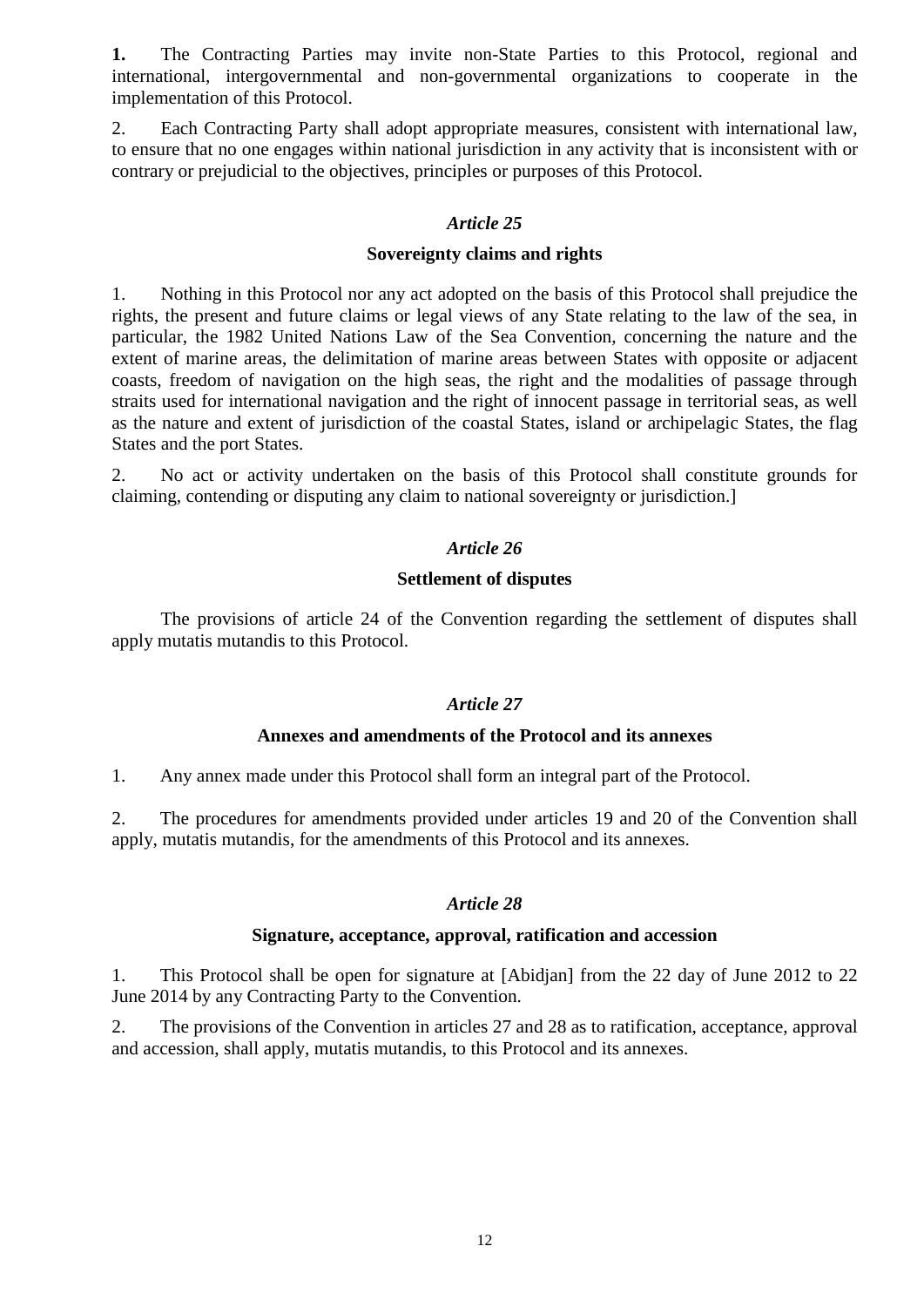**1.** The Contracting Parties may invite non-State Parties to this Protocol, regional and international, intergovernmental and non-governmental organizations to cooperate in the implementation of this Protocol.

2. Each Contracting Party shall adopt appropriate measures, consistent with international law, to ensure that no one engages within national jurisdiction in any activity that is inconsistent with or contrary or prejudicial to the objectives, principles or purposes of this Protocol.

### *Article 25*

### Sovereignty claims and rights

1. Nothing in this Protocol nor any act adopted on the basis of this Protocol shall prejudice the rights, the present and future claims or legal views of any State relating to the law of the sea, in particular, the 1982 United Nations Law of the Sea Convention, concerning the nature and the extent of marine areas, the delimitation of marine areas between States with opposite or adjacent coasts, freedom of navigation on the high seas, the right and the modalities of passage through straits used for international navigation and the right of innocent passage in territorial seas, as well as the nature and extent of jurisdiction of the coastal States, island or archipelagic States, the flag States and the port States.

2. No act or activity undertaken on the basis of this Protocol shall constitute grounds for claiming, contending or disputing any claim to national sovereignty or jurisdiction.]

### *Article 26*

### Settlement of disputes

The provisions of article 24 of the Convention regarding the settlement of disputes shall apply mutatis mutandis to this Protocol.

### *Article 27*

### Annexes and amendments of the Protocol and its annexes

1. Any annex made under this Protocol shall form an integral part of the Protocol.

2. The procedures for amendments provided under articles 19 and 20 of the Convention shall apply, mutatis mutandis, for the amendments of this Protocol and its annexes.

### *Article 28*

### Signature, acceptance, approval, ratification and accession

1. This Protocol shall be open for signature at [Abidjan] from the 22 day of June 2012 to 22 June 2014 by any Contracting Party to the Convention.

2. The provisions of the Convention in articles 27 and 28 as to ratification, acceptance, approval and accession, shall apply, mutatis mutandis, to this Protocol and its annexes.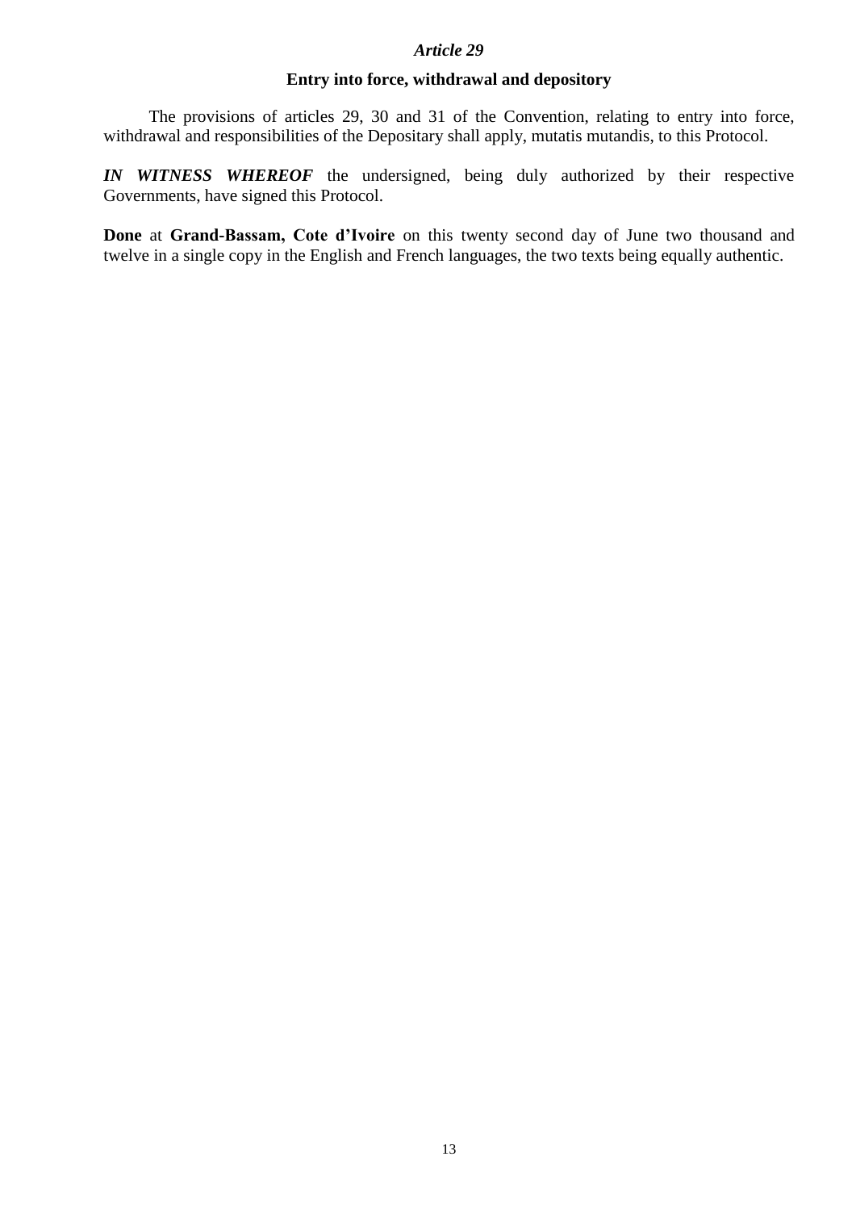*Article 29*

**Entry into force, withdrawal and depository**

The provisions of articles 29, 30 and 31 of the Convention, relating to entry into force, withdrawal and responsibilities of the Depositary shall apply, mutatis mutandis, to this Protocol.

***IN WITNESS WHEREOF*** the undersigned, being duly authorized by their respective Governments, have signed this Protocol.

**Done** at **Grand-Bassam, Cote d'Ivoire** on this twenty second day of June two thousand and twelve in a single copy in the English and French languages, the two texts being equally authentic.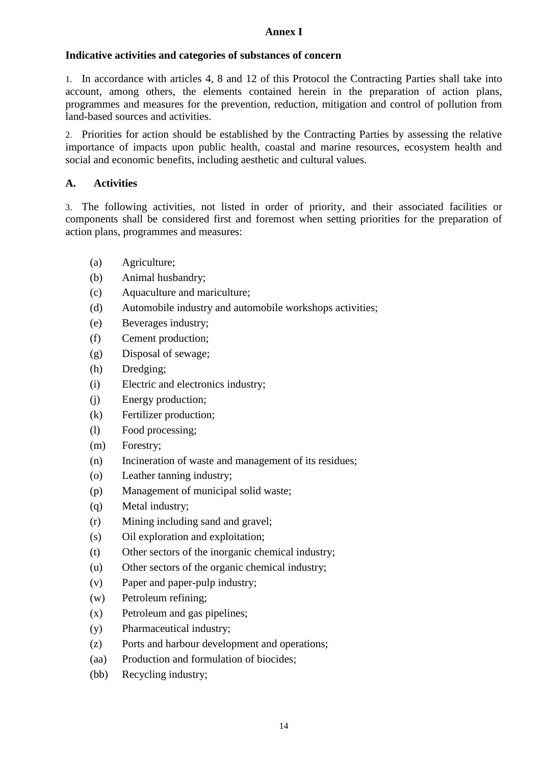# Annex I

## Indicative activities and categories of substances of concern

1. In accordance with articles 4, 8 and 12 of this Protocol the Contracting Parties shall take into account, among others, the elements contained herein in the preparation of action plans, programmes and measures for the prevention, reduction, mitigation and control of pollution from land-based sources and activities.

2. Priorities for action should be established by the Contracting Parties by assessing the relative importance of impacts upon public health, coastal and marine resources, ecosystem health and social and economic benefits, including aesthetic and cultural values.

## A. Activities

3. The following activities, not listed in order of priority, and their associated facilities or components shall be considered first and foremost when setting priorities for the preparation of action plans, programmes and measures:

(a) Agriculture;
(b) Animal husbandry;
(c) Aquaculture and mariculture;
(d) Automobile industry and automobile workshops activities;
(e) Beverages industry;
(f) Cement production;
(g) Disposal of sewage;
(h) Dredging;
(i) Electric and electronics industry;
(j) Energy production;
(k) Fertilizer production;
(l) Food processing;
(m) Forestry;
(n) Incineration of waste and management of its residues;
(o) Leather tanning industry;
(p) Management of municipal solid waste;
(q) Metal industry;
(r) Mining including sand and gravel;
(s) Oil exploration and exploitation;
(t) Other sectors of the inorganic chemical industry;
(u) Other sectors of the organic chemical industry;
(v) Paper and paper-pulp industry;
(w) Petroleum refining;
(x) Petroleum and gas pipelines;
(y) Pharmaceutical industry;
(z) Ports and harbour development and operations;
(aa) Production and formulation of biocides;
(bb) Recycling industry;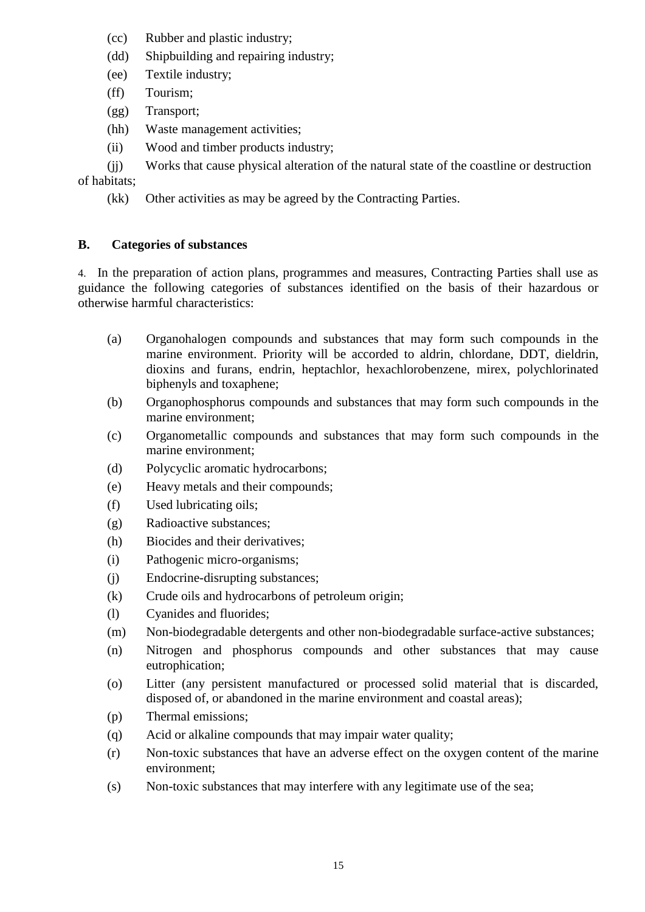(cc) Rubber and plastic industry;

(dd) Shipbuilding and repairing industry;

(ee) Textile industry;

(ff) Tourism;

(gg) Transport;

(hh) Waste management activities;

(ii) Wood and timber products industry;

(jj) Works that cause physical alteration of the natural state of the coastline or destruction of habitats;

(kk) Other activities as may be agreed by the Contracting Parties.

### B. Categories of substances

4. In the preparation of action plans, programmes and measures, Contracting Parties shall use as guidance the following categories of substances identified on the basis of their hazardous or otherwise harmful characteristics:

(a) Organohalogen compounds and substances that may form such compounds in the marine environment. Priority will be accorded to aldrin, chlordane, DDT, dieldrin, dioxins and furans, endrin, heptachlor, hexachlorobenzene, mirex, polychlorinated biphenyls and toxaphene;

(b) Organophosphorus compounds and substances that may form such compounds in the marine environment;

(c) Organometallic compounds and substances that may form such compounds in the marine environment;

(d) Polycyclic aromatic hydrocarbons;

(e) Heavy metals and their compounds;

(f) Used lubricating oils;

(g) Radioactive substances;

(h) Biocides and their derivatives;

(i) Pathogenic micro-organisms;

(j) Endocrine-disrupting substances;

(k) Crude oils and hydrocarbons of petroleum origin;

(l) Cyanides and fluorides;

(m) Non-biodegradable detergents and other non-biodegradable surface-active substances;

(n) Nitrogen and phosphorus compounds and other substances that may cause eutrophication;

(o) Litter (any persistent manufactured or processed solid material that is discarded, disposed of, or abandoned in the marine environment and coastal areas);

(p) Thermal emissions;

(q) Acid or alkaline compounds that may impair water quality;

(r) Non-toxic substances that have an adverse effect on the oxygen content of the marine environment;

(s) Non-toxic substances that may interfere with any legitimate use of the sea;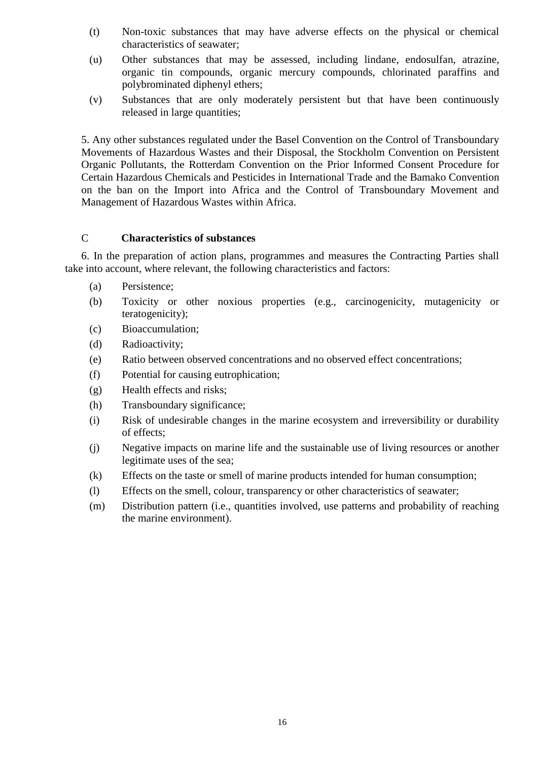(t) Non-toxic substances that may have adverse effects on the physical or chemical characteristics of seawater;

(u) Other substances that may be assessed, including lindane, endosulfan, atrazine, organic tin compounds, organic mercury compounds, chlorinated paraffins and polybrominated diphenyl ethers;

(v) Substances that are only moderately persistent but that have been continuously released in large quantities;

5. Any other substances regulated under the Basel Convention on the Control of Transboundary Movements of Hazardous Wastes and their Disposal, the Stockholm Convention on Persistent Organic Pollutants, the Rotterdam Convention on the Prior Informed Consent Procedure for Certain Hazardous Chemicals and Pesticides in International Trade and the Bamako Convention on the ban on the Import into Africa and the Control of Transboundary Movement and Management of Hazardous Wastes within Africa.

## C **Characteristics of substances**

6. In the preparation of action plans, programmes and measures the Contracting Parties shall take into account, where relevant, the following characteristics and factors:

(a) Persistence;

(b) Toxicity or other noxious properties (e.g., carcinogenicity, mutagenicity or teratogenicity);

(c) Bioaccumulation;

(d) Radioactivity;

(e) Ratio between observed concentrations and no observed effect concentrations;

(f) Potential for causing eutrophication;

(g) Health effects and risks;

(h) Transboundary significance;

(i) Risk of undesirable changes in the marine ecosystem and irreversibility or durability of effects;

(j) Negative impacts on marine life and the sustainable use of living resources or another legitimate uses of the sea;

(k) Effects on the taste or smell of marine products intended for human consumption;

(l) Effects on the smell, colour, transparency or other characteristics of seawater;

(m) Distribution pattern (i.e., quantities involved, use patterns and probability of reaching the marine environment).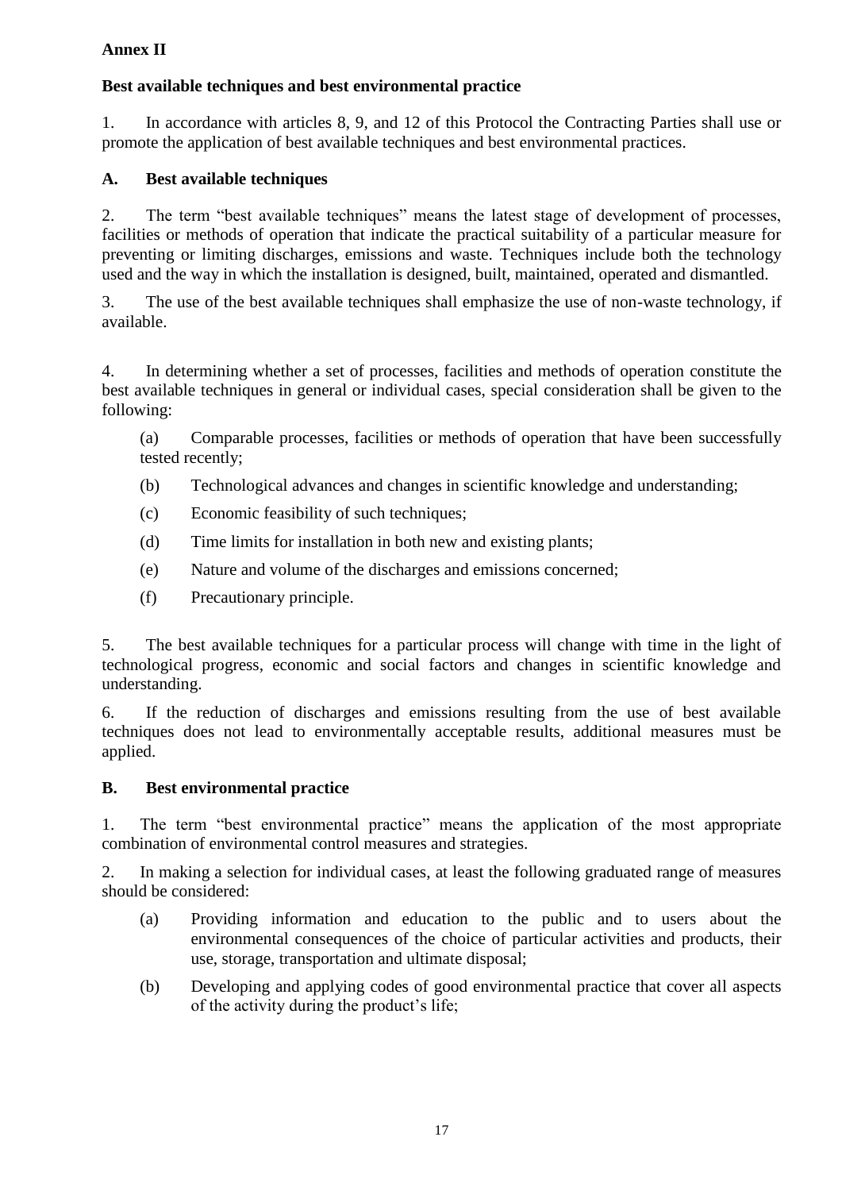**Annex II**

**Best available techniques and best environmental practice**

1. In accordance with articles 8, 9, and 12 of this Protocol the Contracting Parties shall use or promote the application of best available techniques and best environmental practices.

**A. Best available techniques**

2. The term "best available techniques" means the latest stage of development of processes, facilities or methods of operation that indicate the practical suitability of a particular measure for preventing or limiting discharges, emissions and waste. Techniques include both the technology used and the way in which the installation is designed, built, maintained, operated and dismantled.

3. The use of the best available techniques shall emphasize the use of non-waste technology, if available.

4. In determining whether a set of processes, facilities and methods of operation constitute the best available techniques in general or individual cases, special consideration shall be given to the following:

(a) Comparable processes, facilities or methods of operation that have been successfully tested recently;

(b) Technological advances and changes in scientific knowledge and understanding;

(c) Economic feasibility of such techniques;

(d) Time limits for installation in both new and existing plants;

(e) Nature and volume of the discharges and emissions concerned;

(f) Precautionary principle.

5. The best available techniques for a particular process will change with time in the light of technological progress, economic and social factors and changes in scientific knowledge and understanding.

6. If the reduction of discharges and emissions resulting from the use of best available techniques does not lead to environmentally acceptable results, additional measures must be applied.

**B. Best environmental practice**

1. The term "best environmental practice" means the application of the most appropriate combination of environmental control measures and strategies.

2. In making a selection for individual cases, at least the following graduated range of measures should be considered:

(a) Providing information and education to the public and to users about the environmental consequences of the choice of particular activities and products, their use, storage, transportation and ultimate disposal;

(b) Developing and applying codes of good environmental practice that cover all aspects of the activity during the product's life;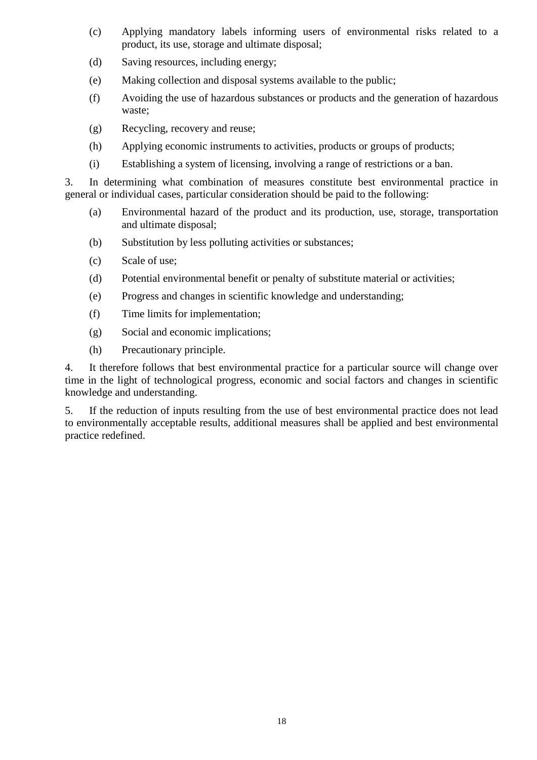(c) Applying mandatory labels informing users of environmental risks related to a product, its use, storage and ultimate disposal;

(d) Saving resources, including energy;

(e) Making collection and disposal systems available to the public;

(f) Avoiding the use of hazardous substances or products and the generation of hazardous waste;

(g) Recycling, recovery and reuse;

(h) Applying economic instruments to activities, products or groups of products;

(i) Establishing a system of licensing, involving a range of restrictions or a ban.

3. In determining what combination of measures constitute best environmental practice in general or individual cases, particular consideration should be paid to the following:

(a) Environmental hazard of the product and its production, use, storage, transportation and ultimate disposal;

(b) Substitution by less polluting activities or substances;

(c) Scale of use;

(d) Potential environmental benefit or penalty of substitute material or activities;

(e) Progress and changes in scientific knowledge and understanding;

(f) Time limits for implementation;

(g) Social and economic implications;

(h) Precautionary principle.

4. It therefore follows that best environmental practice for a particular source will change over time in the light of technological progress, economic and social factors and changes in scientific knowledge and understanding.

5. If the reduction of inputs resulting from the use of best environmental practice does not lead to environmentally acceptable results, additional measures shall be applied and best environmental practice redefined.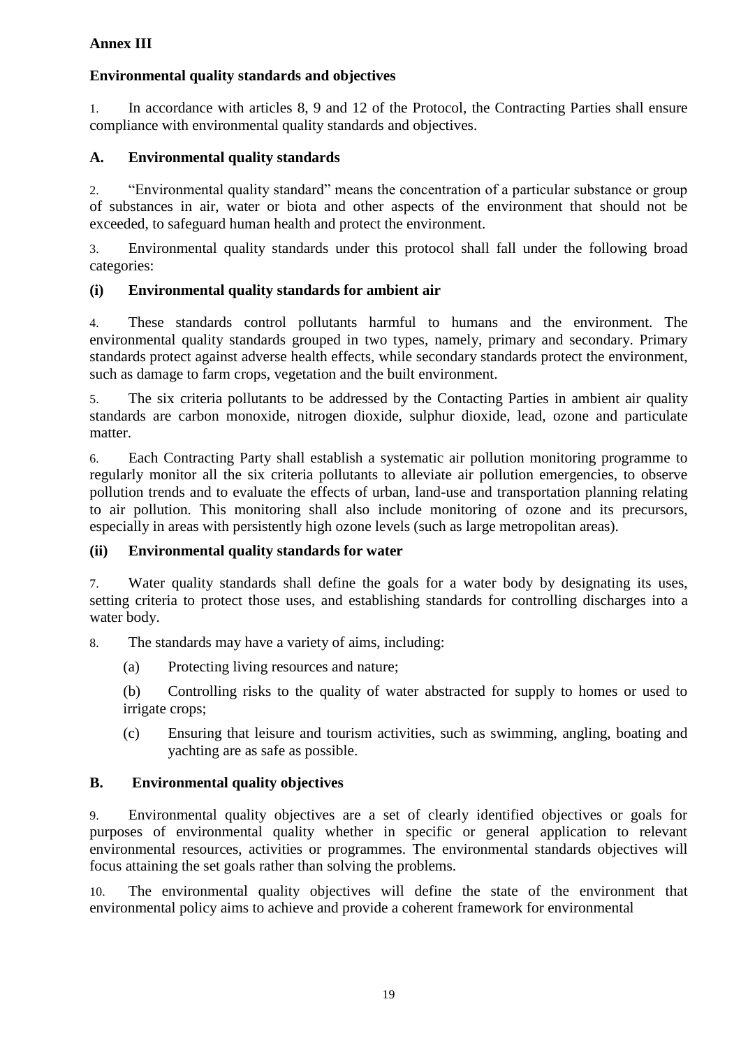## Annex III

## Environmental quality standards and objectives

1. In accordance with articles 8, 9 and 12 of the Protocol, the Contracting Parties shall ensure compliance with environmental quality standards and objectives.

### A. Environmental quality standards

2. "Environmental quality standard" means the concentration of a particular substance or group of substances in air, water or biota and other aspects of the environment that should not be exceeded, to safeguard human health and protect the environment.

3. Environmental quality standards under this protocol shall fall under the following broad categories:

#### (i) Environmental quality standards for ambient air

4. These standards control pollutants harmful to humans and the environment. The environmental quality standards grouped in two types, namely, primary and secondary. Primary standards protect against adverse health effects, while secondary standards protect the environment, such as damage to farm crops, vegetation and the built environment.

5. The six criteria pollutants to be addressed by the Contacting Parties in ambient air quality standards are carbon monoxide, nitrogen dioxide, sulphur dioxide, lead, ozone and particulate matter.

6. Each Contracting Party shall establish a systematic air pollution monitoring programme to regularly monitor all the six criteria pollutants to alleviate air pollution emergencies, to observe pollution trends and to evaluate the effects of urban, land-use and transportation planning relating to air pollution. This monitoring shall also include monitoring of ozone and its precursors, especially in areas with persistently high ozone levels (such as large metropolitan areas).

#### (ii) Environmental quality standards for water

7. Water quality standards shall define the goals for a water body by designating its uses, setting criteria to protect those uses, and establishing standards for controlling discharges into a water body.

8. The standards may have a variety of aims, including:

(a) Protecting living resources and nature;

(b) Controlling risks to the quality of water abstracted for supply to homes or used to irrigate crops;

(c) Ensuring that leisure and tourism activities, such as swimming, angling, boating and yachting are as safe as possible.

### B. Environmental quality objectives

9. Environmental quality objectives are a set of clearly identified objectives or goals for purposes of environmental quality whether in specific or general application to relevant environmental resources, activities or programmes. The environmental standards objectives will focus attaining the set goals rather than solving the problems.

10. The environmental quality objectives will define the state of the environment that environmental policy aims to achieve and provide a coherent framework for environmental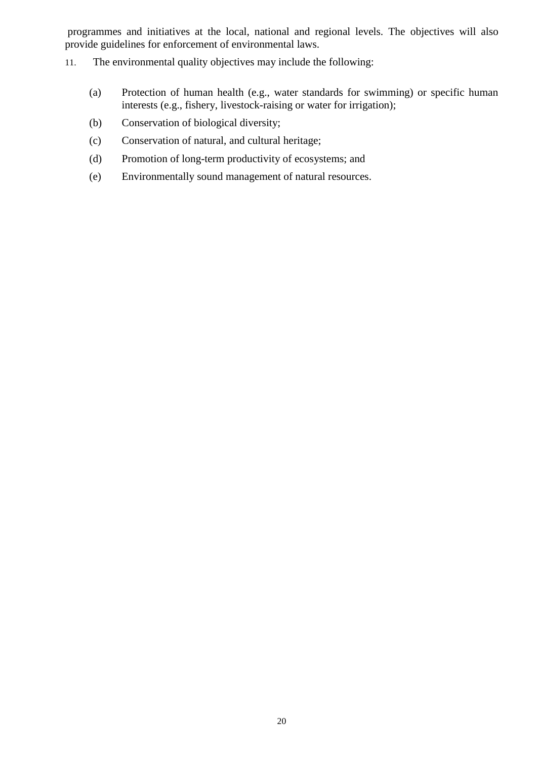programmes and initiatives at the local, national and regional levels. The objectives will also provide guidelines for enforcement of environmental laws.

11. The environmental quality objectives may include the following:

   (a) Protection of human health (e.g., water standards for swimming) or specific human interests (e.g., fishery, livestock-raising or water for irrigation);

   (b) Conservation of biological diversity;

   (c) Conservation of natural, and cultural heritage;

   (d) Promotion of long-term productivity of ecosystems; and

   (e) Environmentally sound management of natural resources.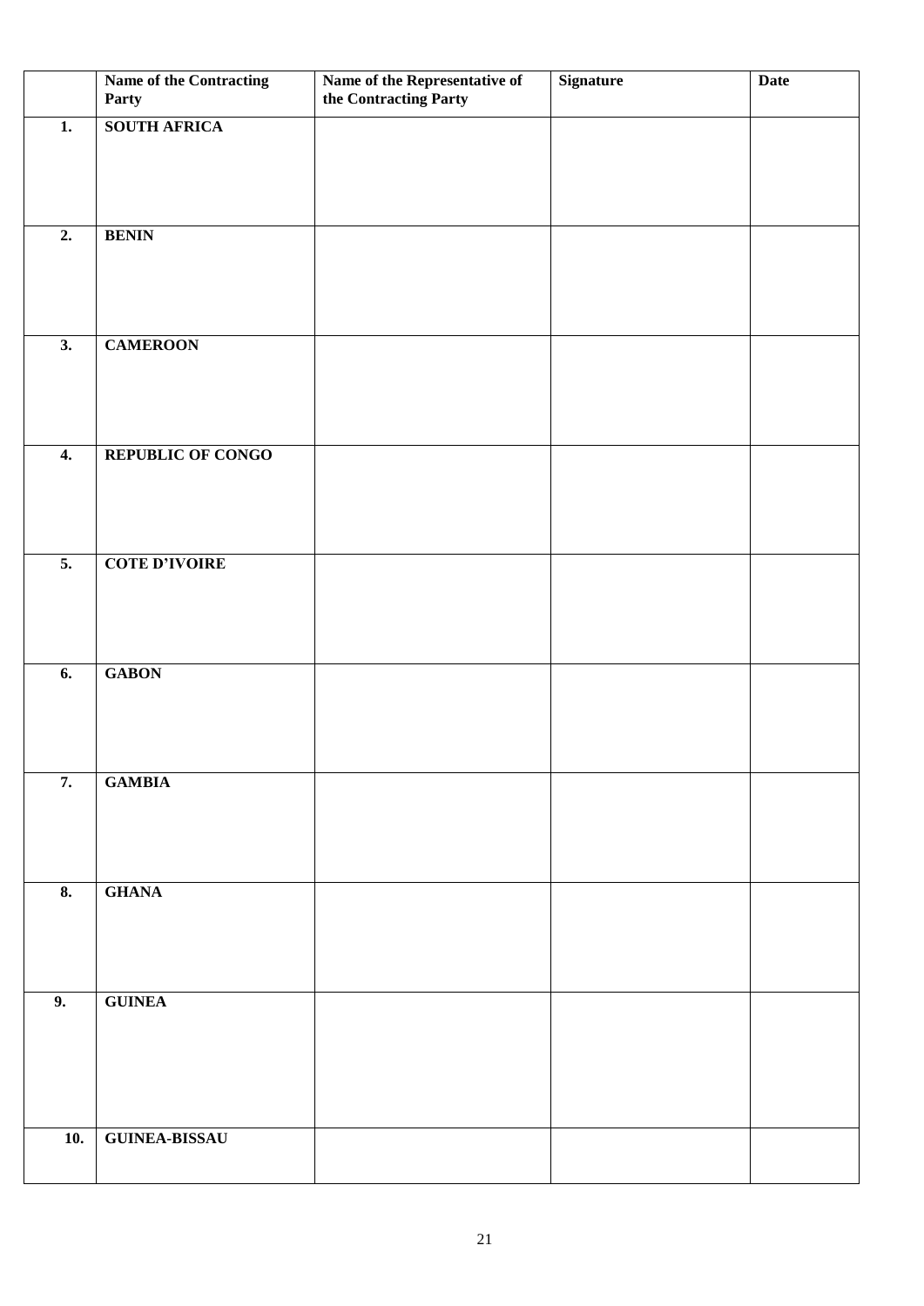| | **Name of the Contracting Party** | **Name of the Representative of the Contracting Party** | **Signature** | **Date** |
|---|---|---|---|---|
| **1.** | **SOUTH AFRICA** | | | |
| **2.** | **BENIN** | | | |
| **3.** | **CAMEROON** | | | |
| **4.** | **REPUBLIC OF CONGO** | | | |
| **5.** | **COTE D'IVOIRE** | | | |
| **6.** | **GABON** | | | |
| **7.** | **GAMBIA** | | | |
| **8.** | **GHANA** | | | |
| **9.** | **GUINEA** | | | |
| **10.** | **GUINEA-BISSAU** | | | |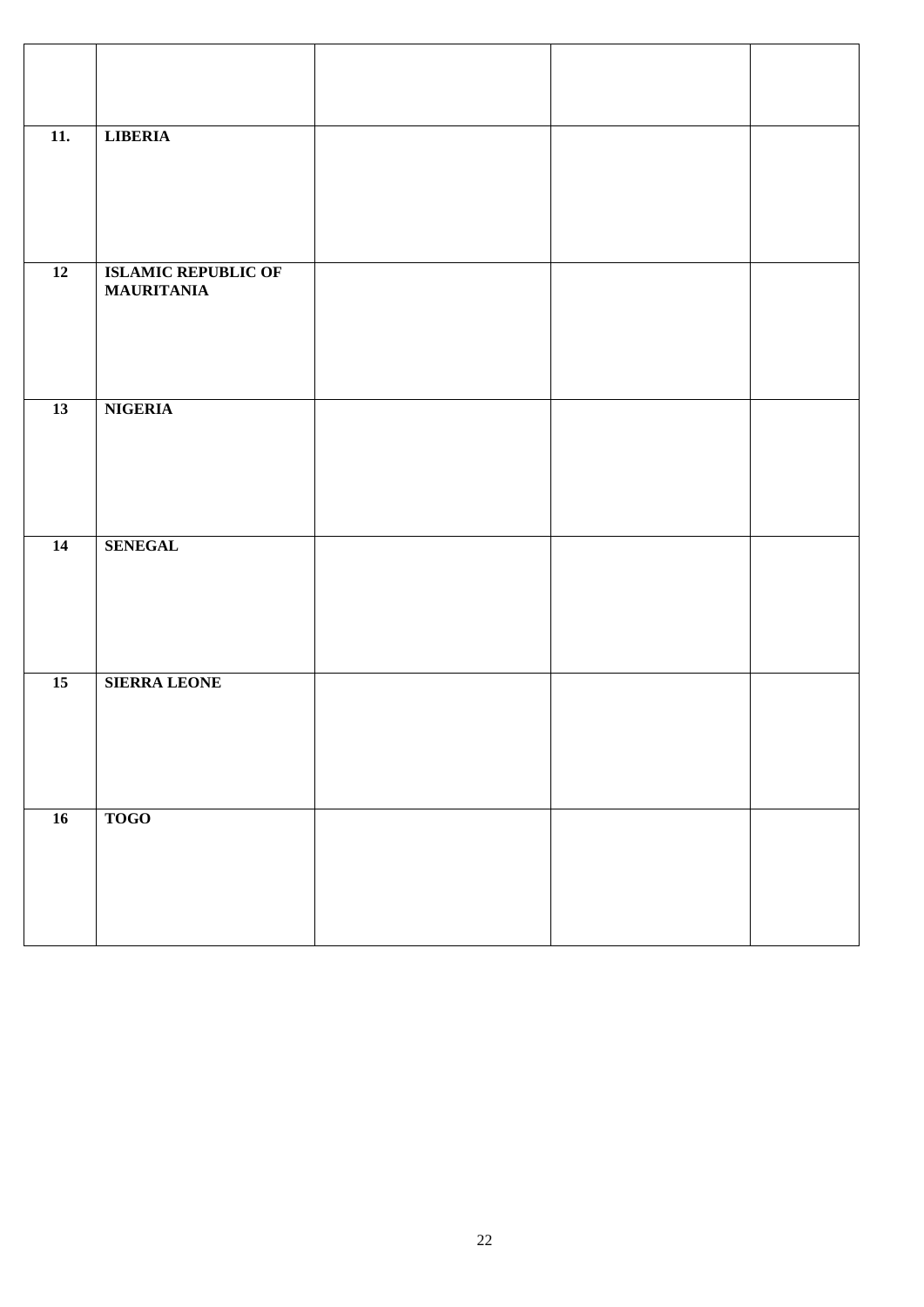| | | | | |
|---|---|---|---|---|
| | | | | |
| **11.** | **LIBERIA** | | | |
| **12** | **ISLAMIC REPUBLIC OF MAURITANIA** | | | |
| **13** | **NIGERIA** | | | |
| **14** | **SENEGAL** | | | |
| **15** | **SIERRA LEONE** | | | |
| **16** | **TOGO** | | | |